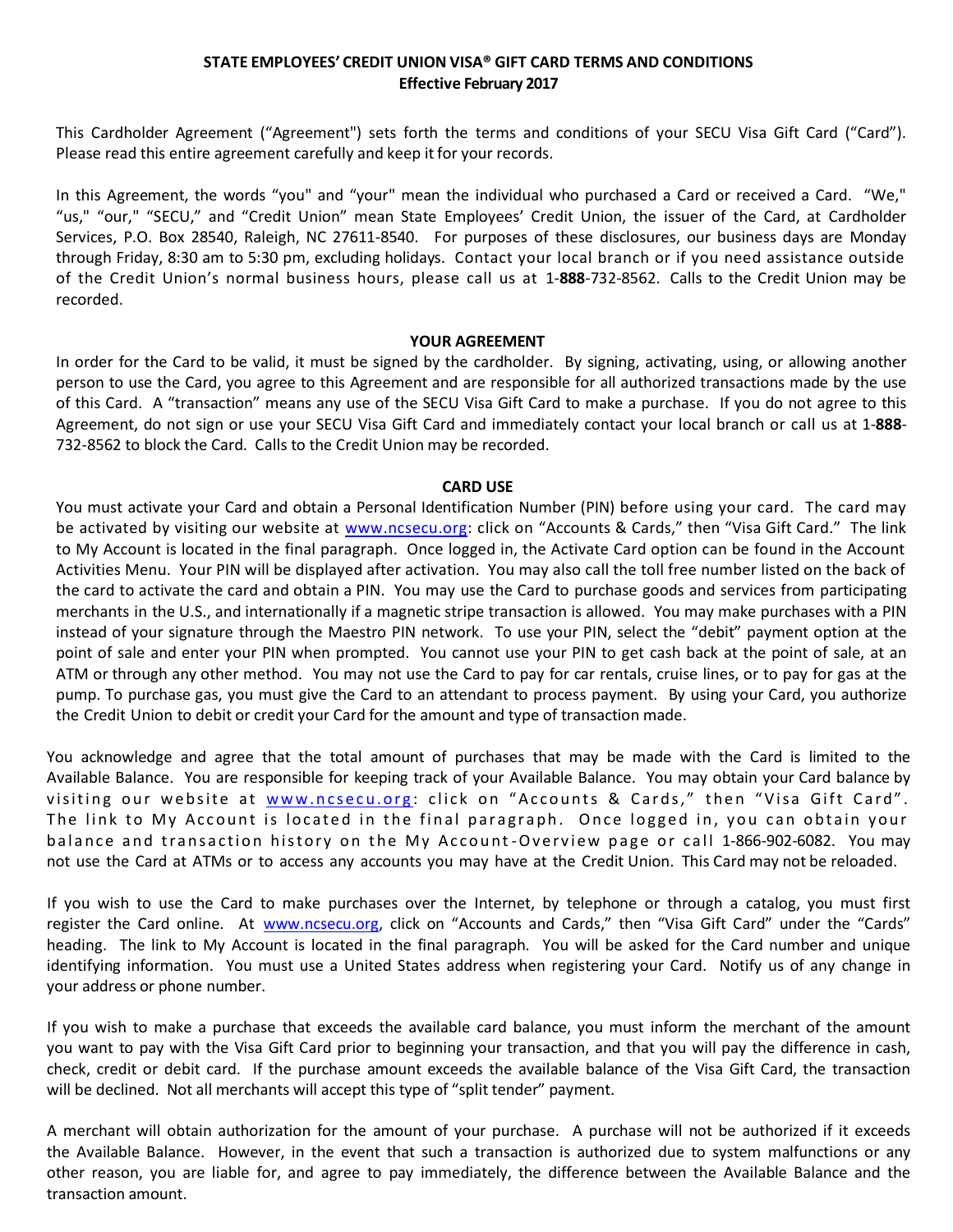# STATE EMPLOYEES' CREDIT UNION VISA® GIFT CARD TERMS AND CONDITIONS

**Effective February 2017**

This Cardholder Agreement ("Agreement") sets forth the terms and conditions of your SECU Visa Gift Card ("Card"). Please read this entire agreement carefully and keep it for your records.

In this Agreement, the words "you" and "your" mean the individual who purchased a Card or received a Card. "We," "us," "our," "SECU," and "Credit Union" mean State Employees' Credit Union, the issuer of the Card, at Cardholder Services, P.O. Box 28540, Raleigh, NC 27611-8540. For purposes of these disclosures, our business days are Monday through Friday, 8:30 am to 5:30 pm, excluding holidays. Contact your local branch or if you need assistance outside of the Credit Union's normal business hours, please call us at 1-**888**-732-8562. Calls to the Credit Union may be recorded.

## YOUR AGREEMENT

In order for the Card to be valid, it must be signed by the cardholder. By signing, activating, using, or allowing another person to use the Card, you agree to this Agreement and are responsible for all authorized transactions made by the use of this Card. A "transaction" means any use of the SECU Visa Gift Card to make a purchase. If you do not agree to this Agreement, do not sign or use your SECU Visa Gift Card and immediately contact your local branch or call us at 1-**888**-732-8562 to block the Card. Calls to the Credit Union may be recorded.

## CARD USE

You must activate your Card and obtain a Personal Identification Number (PIN) before using your card. The card may be activated by visiting our website at www.ncsecu.org: click on "Accounts & Cards," then "Visa Gift Card." The link to My Account is located in the final paragraph. Once logged in, the Activate Card option can be found in the Account Activities Menu. Your PIN will be displayed after activation. You may also call the toll free number listed on the back of the card to activate the card and obtain a PIN. You may use the Card to purchase goods and services from participating merchants in the U.S., and internationally if a magnetic stripe transaction is allowed. You may make purchases with a PIN instead of your signature through the Maestro PIN network. To use your PIN, select the "debit" payment option at the point of sale and enter your PIN when prompted. You cannot use your PIN to get cash back at the point of sale, at an ATM or through any other method. You may not use the Card to pay for car rentals, cruise lines, or to pay for gas at the pump. To purchase gas, you must give the Card to an attendant to process payment. By using your Card, you authorize the Credit Union to debit or credit your Card for the amount and type of transaction made.

You acknowledge and agree that the total amount of purchases that may be made with the Card is limited to the Available Balance. You are responsible for keeping track of your Available Balance. You may obtain your Card balance by visiting our website at www.ncsecu.org: click on "Accounts & Cards," then "Visa Gift Card". The link to My Account is located in the final paragraph. Once logged in, you can obtain your balance and transaction history on the My Account-Overview page or call 1-866-902-6082. You may not use the Card at ATMs or to access any accounts you may have at the Credit Union. This Card may not be reloaded.

If you wish to use the Card to make purchases over the Internet, by telephone or through a catalog, you must first register the Card online. At www.ncsecu.org, click on "Accounts and Cards," then "Visa Gift Card" under the "Cards" heading. The link to My Account is located in the final paragraph. You will be asked for the Card number and unique identifying information. You must use a United States address when registering your Card. Notify us of any change in your address or phone number.

If you wish to make a purchase that exceeds the available card balance, you must inform the merchant of the amount you want to pay with the Visa Gift Card prior to beginning your transaction, and that you will pay the difference in cash, check, credit or debit card. If the purchase amount exceeds the available balance of the Visa Gift Card, the transaction will be declined. Not all merchants will accept this type of "split tender" payment.

A merchant will obtain authorization for the amount of your purchase. A purchase will not be authorized if it exceeds the Available Balance. However, in the event that such a transaction is authorized due to system malfunctions or any other reason, you are liable for, and agree to pay immediately, the difference between the Available Balance and the transaction amount.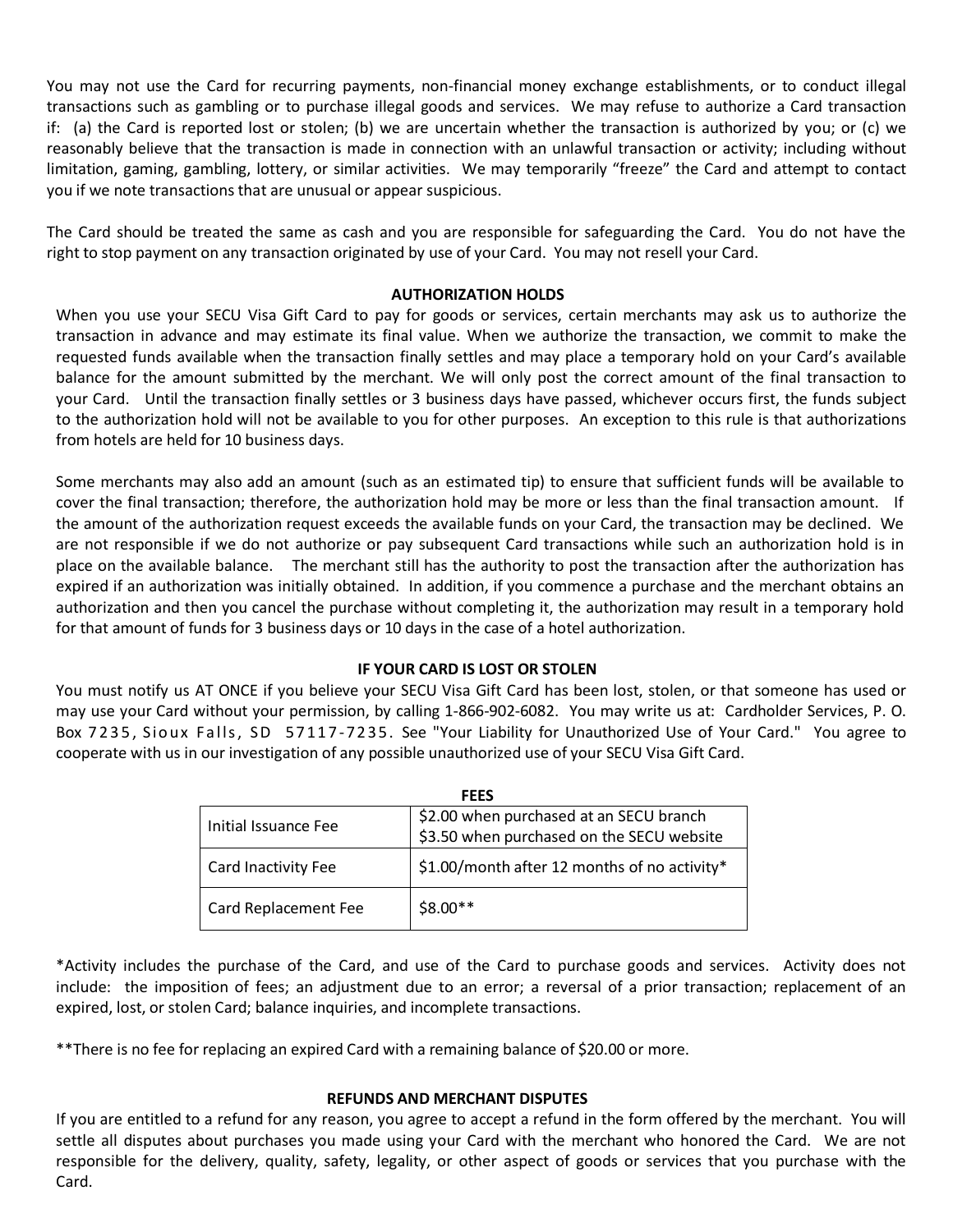You may not use the Card for recurring payments, non-financial money exchange establishments, or to conduct illegal transactions such as gambling or to purchase illegal goods and services. We may refuse to authorize a Card transaction if: (a) the Card is reported lost or stolen; (b) we are uncertain whether the transaction is authorized by you; or (c) we reasonably believe that the transaction is made in connection with an unlawful transaction or activity; including without limitation, gaming, gambling, lottery, or similar activities. We may temporarily "freeze" the Card and attempt to contact you if we note transactions that are unusual or appear suspicious.

The Card should be treated the same as cash and you are responsible for safeguarding the Card. You do not have the right to stop payment on any transaction originated by use of your Card. You may not resell your Card.

**AUTHORIZATION HOLDS**

When you use your SECU Visa Gift Card to pay for goods or services, certain merchants may ask us to authorize the transaction in advance and may estimate its final value. When we authorize the transaction, we commit to make the requested funds available when the transaction finally settles and may place a temporary hold on your Card's available balance for the amount submitted by the merchant. We will only post the correct amount of the final transaction to your Card. Until the transaction finally settles or 3 business days have passed, whichever occurs first, the funds subject to the authorization hold will not be available to you for other purposes. An exception to this rule is that authorizations from hotels are held for 10 business days.

Some merchants may also add an amount (such as an estimated tip) to ensure that sufficient funds will be available to cover the final transaction; therefore, the authorization hold may be more or less than the final transaction amount. If the amount of the authorization request exceeds the available funds on your Card, the transaction may be declined. We are not responsible if we do not authorize or pay subsequent Card transactions while such an authorization hold is in place on the available balance. The merchant still has the authority to post the transaction after the authorization has expired if an authorization was initially obtained. In addition, if you commence a purchase and the merchant obtains an authorization and then you cancel the purchase without completing it, the authorization may result in a temporary hold for that amount of funds for 3 business days or 10 days in the case of a hotel authorization.

**IF YOUR CARD IS LOST OR STOLEN**

You must notify us AT ONCE if you believe your SECU Visa Gift Card has been lost, stolen, or that someone has used or may use your Card without your permission, by calling 1-866-902-6082. You may write us at: Cardholder Services, P. O. Box 7235, Sioux Falls, SD 57117-7235. See "Your Liability for Unauthorized Use of Your Card." You agree to cooperate with us in our investigation of any possible unauthorized use of your SECU Visa Gift Card.

**FEES**

| Fee | Amount |
|---|---|
| Initial Issuance Fee | $2.00 when purchased at an SECU branch<br>$3.50 when purchased on the SECU website |
| Card Inactivity Fee | $1.00/month after 12 months of no activity* |
| Card Replacement Fee | $8.00** |

*Activity includes the purchase of the Card, and use of the Card to purchase goods and services. Activity does not include: the imposition of fees; an adjustment due to an error; a reversal of a prior transaction; replacement of an expired, lost, or stolen Card; balance inquiries, and incomplete transactions.

**There is no fee for replacing an expired Card with a remaining balance of $20.00 or more.

**REFUNDS AND MERCHANT DISPUTES**

If you are entitled to a refund for any reason, you agree to accept a refund in the form offered by the merchant. You will settle all disputes about purchases you made using your Card with the merchant who honored the Card. We are not responsible for the delivery, quality, safety, legality, or other aspect of goods or services that you purchase with the Card.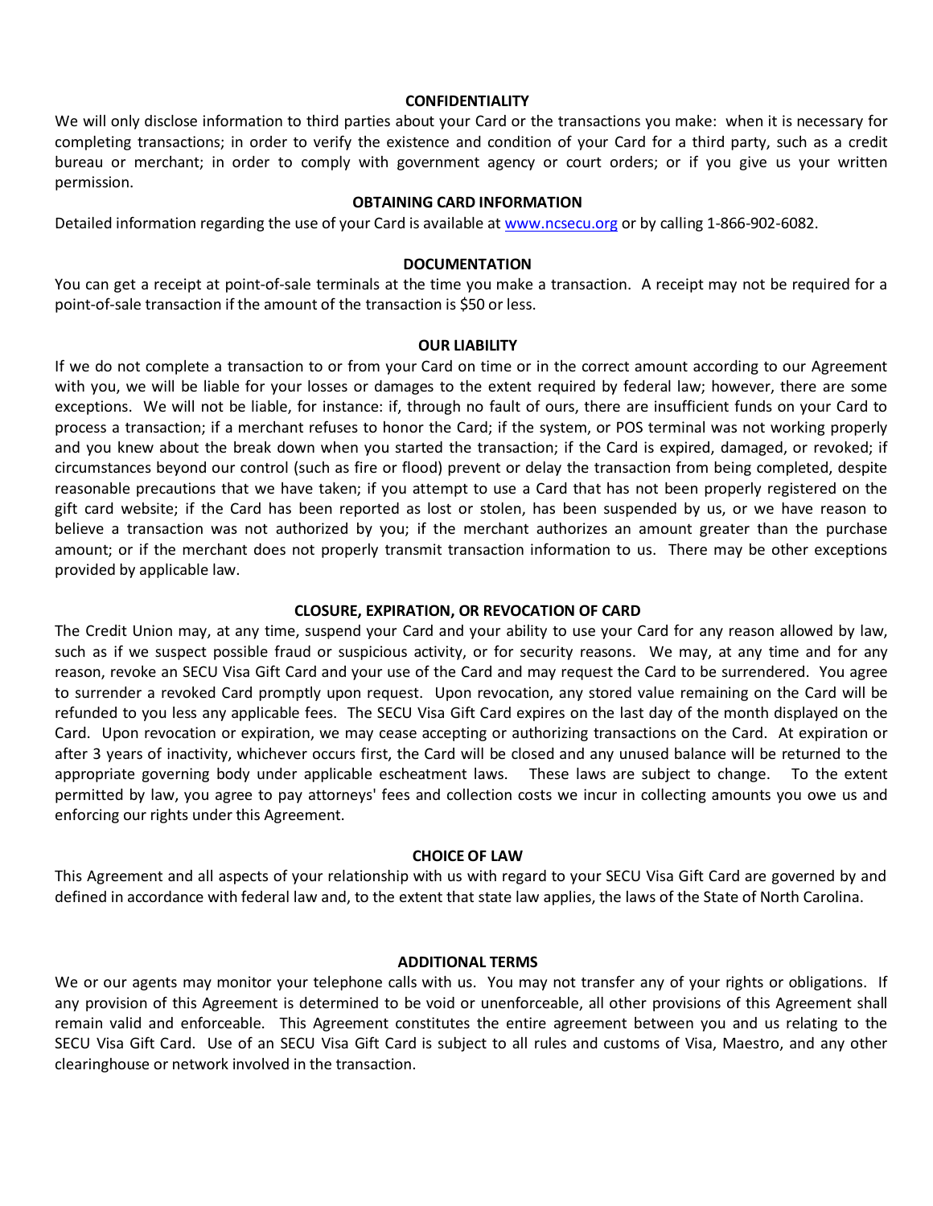## CONFIDENTIALITY

We will only disclose information to third parties about your Card or the transactions you make: when it is necessary for completing transactions; in order to verify the existence and condition of your Card for a third party, such as a credit bureau or merchant; in order to comply with government agency or court orders; or if you give us your written permission.

## OBTAINING CARD INFORMATION

Detailed information regarding the use of your Card is available at [www.ncsecu.org](http://www.ncsecu.org) or by calling 1-866-902-6082.

## DOCUMENTATION

You can get a receipt at point-of-sale terminals at the time you make a transaction. A receipt may not be required for a point-of-sale transaction if the amount of the transaction is $50 or less.

## OUR LIABILITY

If we do not complete a transaction to or from your Card on time or in the correct amount according to our Agreement with you, we will be liable for your losses or damages to the extent required by federal law; however, there are some exceptions. We will not be liable, for instance: if, through no fault of ours, there are insufficient funds on your Card to process a transaction; if a merchant refuses to honor the Card; if the system, or POS terminal was not working properly and you knew about the break down when you started the transaction; if the Card is expired, damaged, or revoked; if circumstances beyond our control (such as fire or flood) prevent or delay the transaction from being completed, despite reasonable precautions that we have taken; if you attempt to use a Card that has not been properly registered on the gift card website; if the Card has been reported as lost or stolen, has been suspended by us, or we have reason to believe a transaction was not authorized by you; if the merchant authorizes an amount greater than the purchase amount; or if the merchant does not properly transmit transaction information to us. There may be other exceptions provided by applicable law.

## CLOSURE, EXPIRATION, OR REVOCATION OF CARD

The Credit Union may, at any time, suspend your Card and your ability to use your Card for any reason allowed by law, such as if we suspect possible fraud or suspicious activity, or for security reasons. We may, at any time and for any reason, revoke an SECU Visa Gift Card and your use of the Card and may request the Card to be surrendered. You agree to surrender a revoked Card promptly upon request. Upon revocation, any stored value remaining on the Card will be refunded to you less any applicable fees. The SECU Visa Gift Card expires on the last day of the month displayed on the Card. Upon revocation or expiration, we may cease accepting or authorizing transactions on the Card. At expiration or after 3 years of inactivity, whichever occurs first, the Card will be closed and any unused balance will be returned to the appropriate governing body under applicable escheatment laws. These laws are subject to change. To the extent permitted by law, you agree to pay attorneys' fees and collection costs we incur in collecting amounts you owe us and enforcing our rights under this Agreement.

## CHOICE OF LAW

This Agreement and all aspects of your relationship with us with regard to your SECU Visa Gift Card are governed by and defined in accordance with federal law and, to the extent that state law applies, the laws of the State of North Carolina.

## ADDITIONAL TERMS

We or our agents may monitor your telephone calls with us. You may not transfer any of your rights or obligations. If any provision of this Agreement is determined to be void or unenforceable, all other provisions of this Agreement shall remain valid and enforceable. This Agreement constitutes the entire agreement between you and us relating to the SECU Visa Gift Card. Use of an SECU Visa Gift Card is subject to all rules and customs of Visa, Maestro, and any other clearinghouse or network involved in the transaction.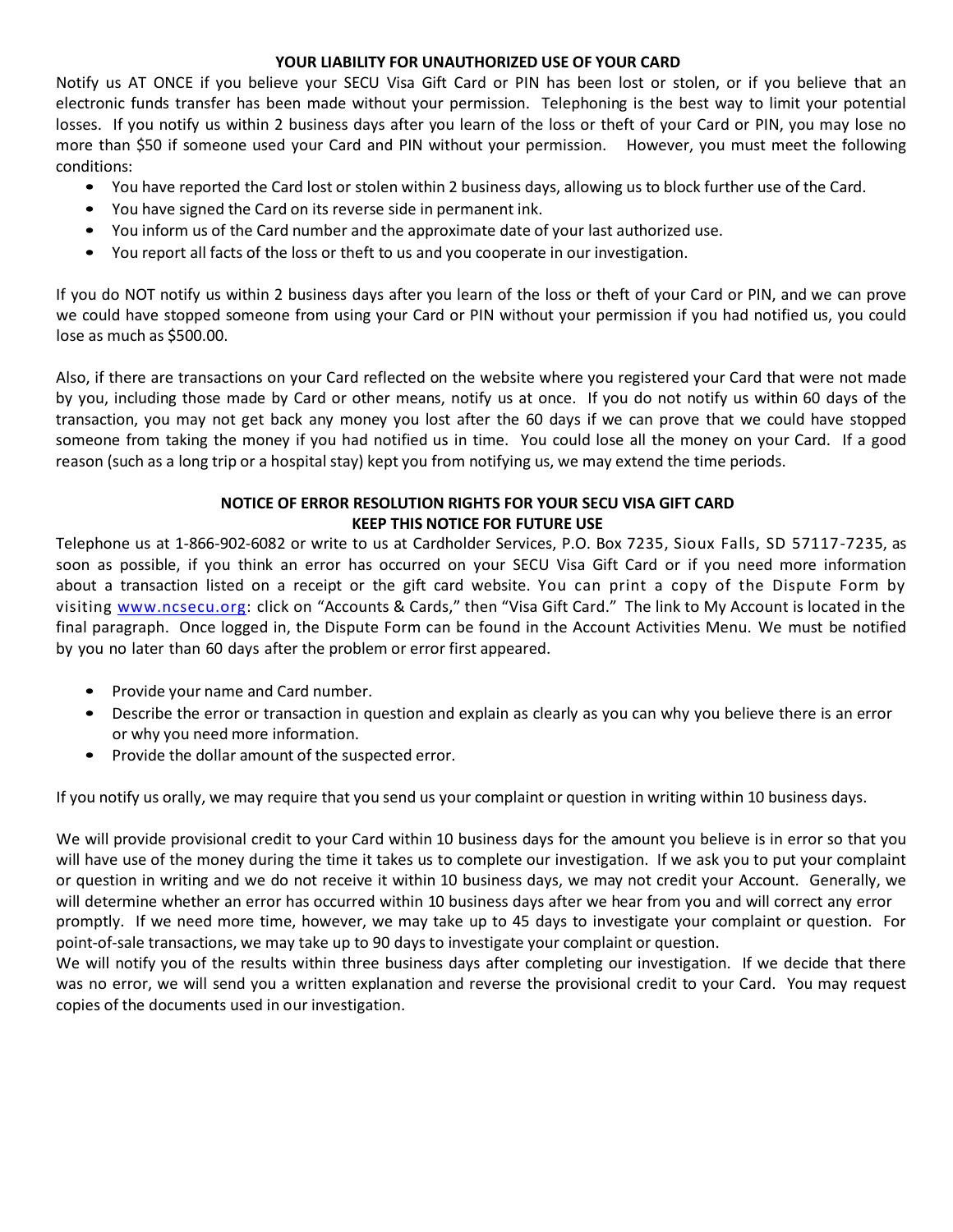## YOUR LIABILITY FOR UNAUTHORIZED USE OF YOUR CARD

Notify us AT ONCE if you believe your SECU Visa Gift Card or PIN has been lost or stolen, or if you believe that an electronic funds transfer has been made without your permission. Telephoning is the best way to limit your potential losses. If you notify us within 2 business days after you learn of the loss or theft of your Card or PIN, you may lose no more than $50 if someone used your Card and PIN without your permission. However, you must meet the following conditions:

- You have reported the Card lost or stolen within 2 business days, allowing us to block further use of the Card.
- You have signed the Card on its reverse side in permanent ink.
- You inform us of the Card number and the approximate date of your last authorized use.
- You report all facts of the loss or theft to us and you cooperate in our investigation.

If you do NOT notify us within 2 business days after you learn of the loss or theft of your Card or PIN, and we can prove we could have stopped someone from using your Card or PIN without your permission if you had notified us, you could lose as much as $500.00.

Also, if there are transactions on your Card reflected on the website where you registered your Card that were not made by you, including those made by Card or other means, notify us at once. If you do not notify us within 60 days of the transaction, you may not get back any money you lost after the 60 days if we can prove that we could have stopped someone from taking the money if you had notified us in time. You could lose all the money on your Card. If a good reason (such as a long trip or a hospital stay) kept you from notifying us, we may extend the time periods.

## NOTICE OF ERROR RESOLUTION RIGHTS FOR YOUR SECU VISA GIFT CARD
## KEEP THIS NOTICE FOR FUTURE USE

Telephone us at 1-866-902-6082 or write to us at Cardholder Services, P.O. Box 7235, Sioux Falls, SD 57117-7235, as soon as possible, if you think an error has occurred on your SECU Visa Gift Card or if you need more information about a transaction listed on a receipt or the gift card website. You can print a copy of the Dispute Form by visiting www.ncsecu.org: click on "Accounts & Cards," then "Visa Gift Card." The link to My Account is located in the final paragraph. Once logged in, the Dispute Form can be found in the Account Activities Menu. We must be notified by you no later than 60 days after the problem or error first appeared.

- Provide your name and Card number.
- Describe the error or transaction in question and explain as clearly as you can why you believe there is an error or why you need more information.
- Provide the dollar amount of the suspected error.

If you notify us orally, we may require that you send us your complaint or question in writing within 10 business days.

We will provide provisional credit to your Card within 10 business days for the amount you believe is in error so that you will have use of the money during the time it takes us to complete our investigation. If we ask you to put your complaint or question in writing and we do not receive it within 10 business days, we may not credit your Account. Generally, we will determine whether an error has occurred within 10 business days after we hear from you and will correct any error promptly. If we need more time, however, we may take up to 45 days to investigate your complaint or question. For point-of-sale transactions, we may take up to 90 days to investigate your complaint or question.

We will notify you of the results within three business days after completing our investigation. If we decide that there was no error, we will send you a written explanation and reverse the provisional credit to your Card. You may request copies of the documents used in our investigation.